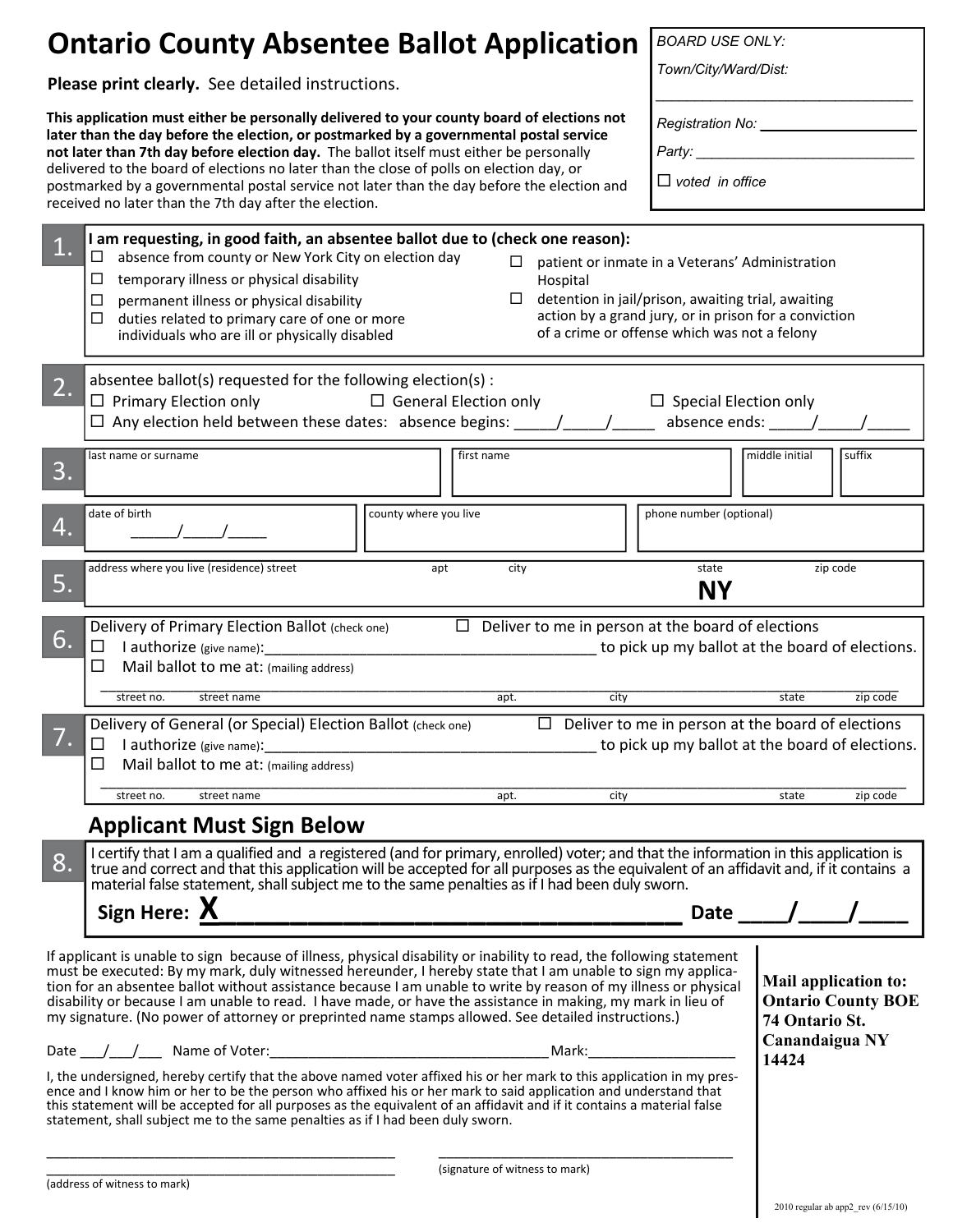# Ontario County Absentee Ballot Application

**Please print clearly.** See detailed instructions.

**This application must either be personally delivered to your county board of elections not later than the day before the election, or postmarked by a governmental postal service not later than 7th day before election day.** The ballot itself must either be personally delivered to the board of elections no later than the close of polls on election day, or postmarked by a governmental postal service not later than the day before the election and received no later than the 7th day after the election.

*BOARD USE ONLY:*

*Town/City/Ward/Dist:* ______________________________

*Registration No:* ______________________

*Party:* ______________________________

☐ *voted in office*

**1.** **I am requesting, in good faith, an absentee ballot due to (check one reason):**

- ☐ absence from county or New York City on election day
- ☐ temporary illness or physical disability
- ☐ permanent illness or physical disability
- ☐ duties related to primary care of one or more individuals who are ill or physically disabled
- ☐ patient or inmate in a Veterans' Administration Hospital
- ☐ detention in jail/prison, awaiting trial, awaiting action by a grand jury, or in prison for a conviction of a crime or offense which was not a felony

**2.** absentee ballot(s) requested for the following election(s) :

☐ Primary Election only ☐ General Election only ☐ Special Election only

☐ Any election held between these dates: absence begins: _____/_____/_____ absence ends: _____/_____/_____

**3.**

| last name or surname | first name | middle initial | suffix |
|---|---|---|---|
| | | | |

**4.**

| date of birth | county where you live | phone number (optional) |
|---|---|---|
| ______/_____/_____ | | |

**5.**

| address where you live (residence) street | apt | city | state | zip code |
|---|---|---|---|---|
| | | | **NY** | |

**6.** Delivery of Primary Election Ballot (check one)

☐ Deliver to me in person at the board of elections

☐ I authorize (give name):_________________________________________ to pick up my ballot at the board of elections.

☐ Mail ballot to me at: (mailing address)

_______________________________________________________________________________

street no. street name apt. city state zip code

**7.** Delivery of General (or Special) Election Ballot (check one)

☐ Deliver to me in person at the board of elections

☐ I authorize (give name):_________________________________________ to pick up my ballot at the board of elections.

☐ Mail ballot to me at: (mailing address)

_______________________________________________________________________________

street no. street name apt. city state zip code

## Applicant Must Sign Below

**8.** I certify that I am a qualified and a registered (and for primary, enrolled) voter; and that the information in this application is true and correct and that this application will be accepted for all purposes as the equivalent of an affidavit and, if it contains a material false statement, shall subject me to the same penalties as if I had been duly sworn.

**Sign Here: X**___________________________________ **Date** ____/____/____

If applicant is unable to sign because of illness, physical disability or inability to read, the following statement must be executed: By my mark, duly witnessed hereunder, I hereby state that I am unable to sign my application for an absentee ballot without assistance because I am unable to write by reason of my illness or physical disability or because I am unable to read. I have made, or have the assistance in making, my mark in lieu of my signature. (No power of attorney or preprinted name stamps allowed. See detailed instructions.)

Date ___/___/___ Name of Voter:___________________________________ Mark:___________________

I, the undersigned, hereby certify that the above named voter affixed his or her mark to this application in my presence and I know him or her to be the person who affixed his or her mark to said application and understand that this statement will be accepted for all purposes as the equivalent of an affidavit and if it contains a material false statement, shall subject me to the same penalties as if I had been duly sworn.

_______________________________________________
_______________________________________________
(address of witness to mark)

_______________________________________________
(signature of witness to mark)

**Mail application to:**
**Ontario County BOE**
**74 Ontario St.**
**Canandaigua NY 14424**

2010 regular ab app2_rev (6/15/10)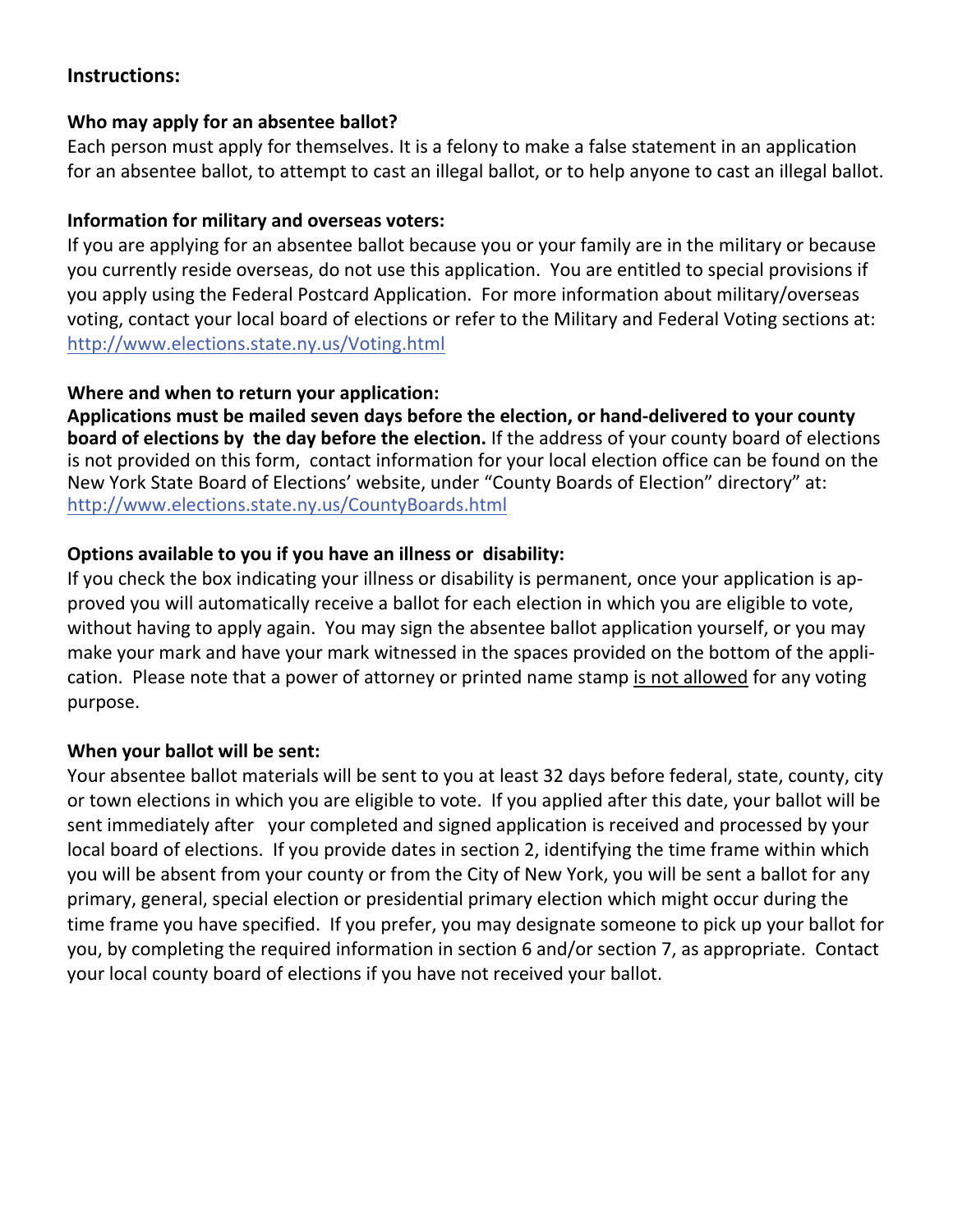**Instructions:**

**Who may apply for an absentee ballot?**

Each person must apply for themselves. It is a felony to make a false statement in an application for an absentee ballot, to attempt to cast an illegal ballot, or to help anyone to cast an illegal ballot.

**Information for military and overseas voters:**

If you are applying for an absentee ballot because you or your family are in the military or because you currently reside overseas, do not use this application. You are entitled to special provisions if you apply using the Federal Postcard Application. For more information about military/overseas voting, contact your local board of elections or refer to the Military and Federal Voting sections at: http://www.elections.state.ny.us/Voting.html

**Where and when to return your application:**

**Applications must be mailed seven days before the election, or hand-delivered to your county board of elections by the day before the election.** If the address of your county board of elections is not provided on this form, contact information for your local election office can be found on the New York State Board of Elections' website, under "County Boards of Election" directory" at: http://www.elections.state.ny.us/CountyBoards.html

**Options available to you if you have an illness or disability:**

If you check the box indicating your illness or disability is permanent, once your application is approved you will automatically receive a ballot for each election in which you are eligible to vote, without having to apply again. You may sign the absentee ballot application yourself, or you may make your mark and have your mark witnessed in the spaces provided on the bottom of the application. Please note that a power of attorney or printed name stamp is not allowed for any voting purpose.

**When your ballot will be sent:**

Your absentee ballot materials will be sent to you at least 32 days before federal, state, county, city or town elections in which you are eligible to vote. If you applied after this date, your ballot will be sent immediately after your completed and signed application is received and processed by your local board of elections. If you provide dates in section 2, identifying the time frame within which you will be absent from your county or from the City of New York, you will be sent a ballot for any primary, general, special election or presidential primary election which might occur during the time frame you have specified. If you prefer, you may designate someone to pick up your ballot for you, by completing the required information in section 6 and/or section 7, as appropriate. Contact your local county board of elections if you have not received your ballot.